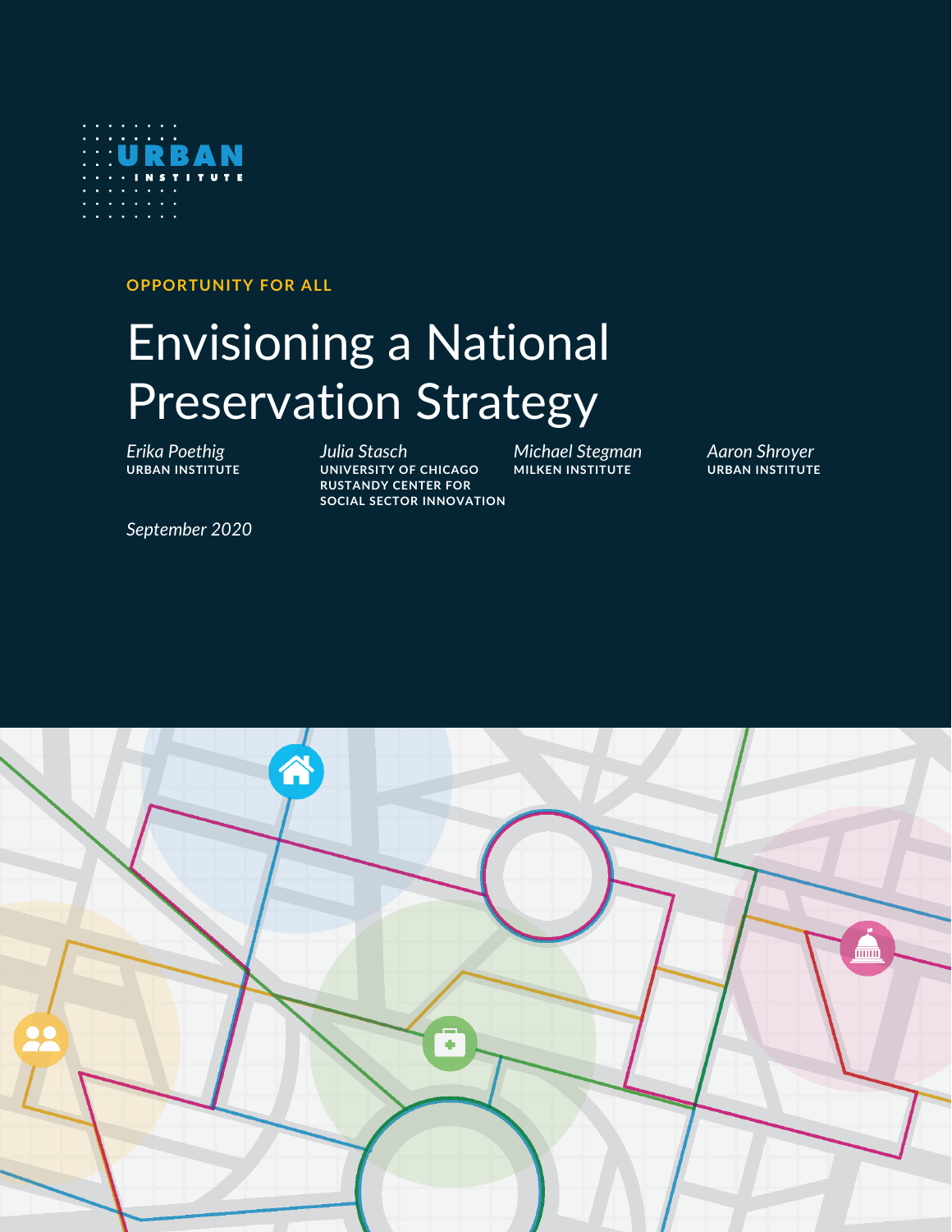URBAN INSTITUTE

OPPORTUNITY FOR ALL

# Envisioning a National Preservation Strategy

*Erika Poethig*
URBAN INSTITUTE

*Julia Stasch*
UNIVERSITY OF CHICAGO RUSTANDY CENTER FOR SOCIAL SECTOR INNOVATION

*Michael Stegman*
MILKEN INSTITUTE

*Aaron Shroyer*
URBAN INSTITUTE

*September 2020*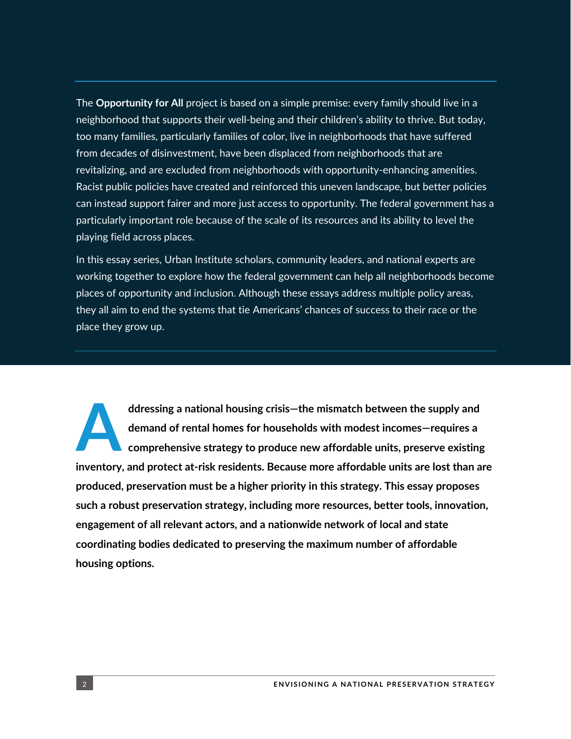The **Opportunity for All** project is based on a simple premise: every family should live in a neighborhood that supports their well-being and their children's ability to thrive. But today, too many families, particularly families of color, live in neighborhoods that have suffered from decades of disinvestment, have been displaced from neighborhoods that are revitalizing, and are excluded from neighborhoods with opportunity-enhancing amenities. Racist public policies have created and reinforced this uneven landscape, but better policies can instead support fairer and more just access to opportunity. The federal government has a particularly important role because of the scale of its resources and its ability to level the playing field across places.

In this essay series, Urban Institute scholars, community leaders, and national experts are working together to explore how the federal government can help all neighborhoods become places of opportunity and inclusion. Although these essays address multiple policy areas, they all aim to end the systems that tie Americans' chances of success to their race or the place they grow up.

**Addressing a national housing crisis—the mismatch between the supply and demand of rental homes for households with modest incomes—requires a comprehensive strategy to produce new affordable units, preserve existing inventory, and protect at-risk residents. Because more affordable units are lost than are produced, preservation must be a higher priority in this strategy. This essay proposes such a robust preservation strategy, including more resources, better tools, innovation, engagement of all relevant actors, and a nationwide network of local and state coordinating bodies dedicated to preserving the maximum number of affordable housing options.**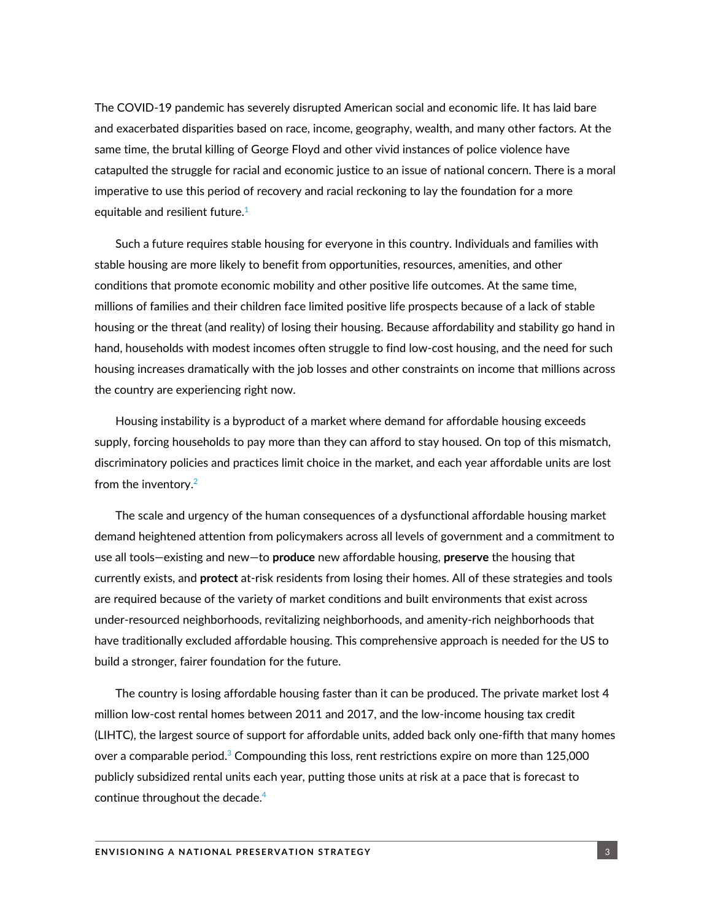The COVID-19 pandemic has severely disrupted American social and economic life. It has laid bare and exacerbated disparities based on race, income, geography, wealth, and many other factors. At the same time, the brutal killing of George Floyd and other vivid instances of police violence have catapulted the struggle for racial and economic justice to an issue of national concern. There is a moral imperative to use this period of recovery and racial reckoning to lay the foundation for a more equitable and resilient future.[1]

Such a future requires stable housing for everyone in this country. Individuals and families with stable housing are more likely to benefit from opportunities, resources, amenities, and other conditions that promote economic mobility and other positive life outcomes. At the same time, millions of families and their children face limited positive life prospects because of a lack of stable housing or the threat (and reality) of losing their housing. Because affordability and stability go hand in hand, households with modest incomes often struggle to find low-cost housing, and the need for such housing increases dramatically with the job losses and other constraints on income that millions across the country are experiencing right now.

Housing instability is a byproduct of a market where demand for affordable housing exceeds supply, forcing households to pay more than they can afford to stay housed. On top of this mismatch, discriminatory policies and practices limit choice in the market, and each year affordable units are lost from the inventory.[2]

The scale and urgency of the human consequences of a dysfunctional affordable housing market demand heightened attention from policymakers across all levels of government and a commitment to use all tools—existing and new—to **produce** new affordable housing, **preserve** the housing that currently exists, and **protect** at-risk residents from losing their homes. All of these strategies and tools are required because of the variety of market conditions and built environments that exist across under-resourced neighborhoods, revitalizing neighborhoods, and amenity-rich neighborhoods that have traditionally excluded affordable housing. This comprehensive approach is needed for the US to build a stronger, fairer foundation for the future.

The country is losing affordable housing faster than it can be produced. The private market lost 4 million low-cost rental homes between 2011 and 2017, and the low-income housing tax credit (LIHTC), the largest source of support for affordable units, added back only one-fifth that many homes over a comparable period.[3] Compounding this loss, rent restrictions expire on more than 125,000 publicly subsidized rental units each year, putting those units at risk at a pace that is forecast to continue throughout the decade.[4]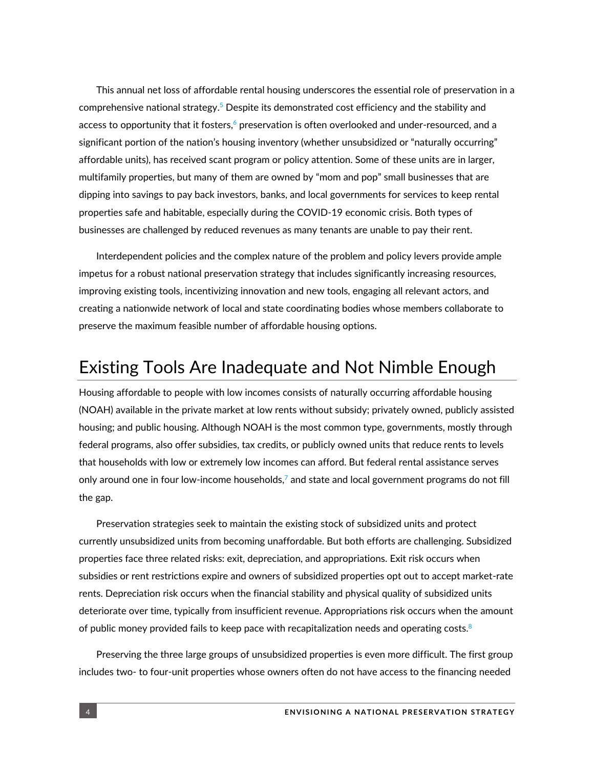This annual net loss of affordable rental housing underscores the essential role of preservation in a comprehensive national strategy.[5] Despite its demonstrated cost efficiency and the stability and access to opportunity that it fosters,[6] preservation is often overlooked and under-resourced, and a significant portion of the nation's housing inventory (whether unsubsidized or "naturally occurring" affordable units), has received scant program or policy attention. Some of these units are in larger, multifamily properties, but many of them are owned by "mom and pop" small businesses that are dipping into savings to pay back investors, banks, and local governments for services to keep rental properties safe and habitable, especially during the COVID-19 economic crisis. Both types of businesses are challenged by reduced revenues as many tenants are unable to pay their rent.

Interdependent policies and the complex nature of the problem and policy levers provide ample impetus for a robust national preservation strategy that includes significantly increasing resources, improving existing tools, incentivizing innovation and new tools, engaging all relevant actors, and creating a nationwide network of local and state coordinating bodies whose members collaborate to preserve the maximum feasible number of affordable housing options.

## Existing Tools Are Inadequate and Not Nimble Enough

Housing affordable to people with low incomes consists of naturally occurring affordable housing (NOAH) available in the private market at low rents without subsidy; privately owned, publicly assisted housing; and public housing. Although NOAH is the most common type, governments, mostly through federal programs, also offer subsidies, tax credits, or publicly owned units that reduce rents to levels that households with low or extremely low incomes can afford. But federal rental assistance serves only around one in four low-income households,[7] and state and local government programs do not fill the gap.

Preservation strategies seek to maintain the existing stock of subsidized units and protect currently unsubsidized units from becoming unaffordable. But both efforts are challenging. Subsidized properties face three related risks: exit, depreciation, and appropriations. Exit risk occurs when subsidies or rent restrictions expire and owners of subsidized properties opt out to accept market-rate rents. Depreciation risk occurs when the financial stability and physical quality of subsidized units deteriorate over time, typically from insufficient revenue. Appropriations risk occurs when the amount of public money provided fails to keep pace with recapitalization needs and operating costs.[8]

Preserving the three large groups of unsubsidized properties is even more difficult. The first group includes two- to four-unit properties whose owners often do not have access to the financing needed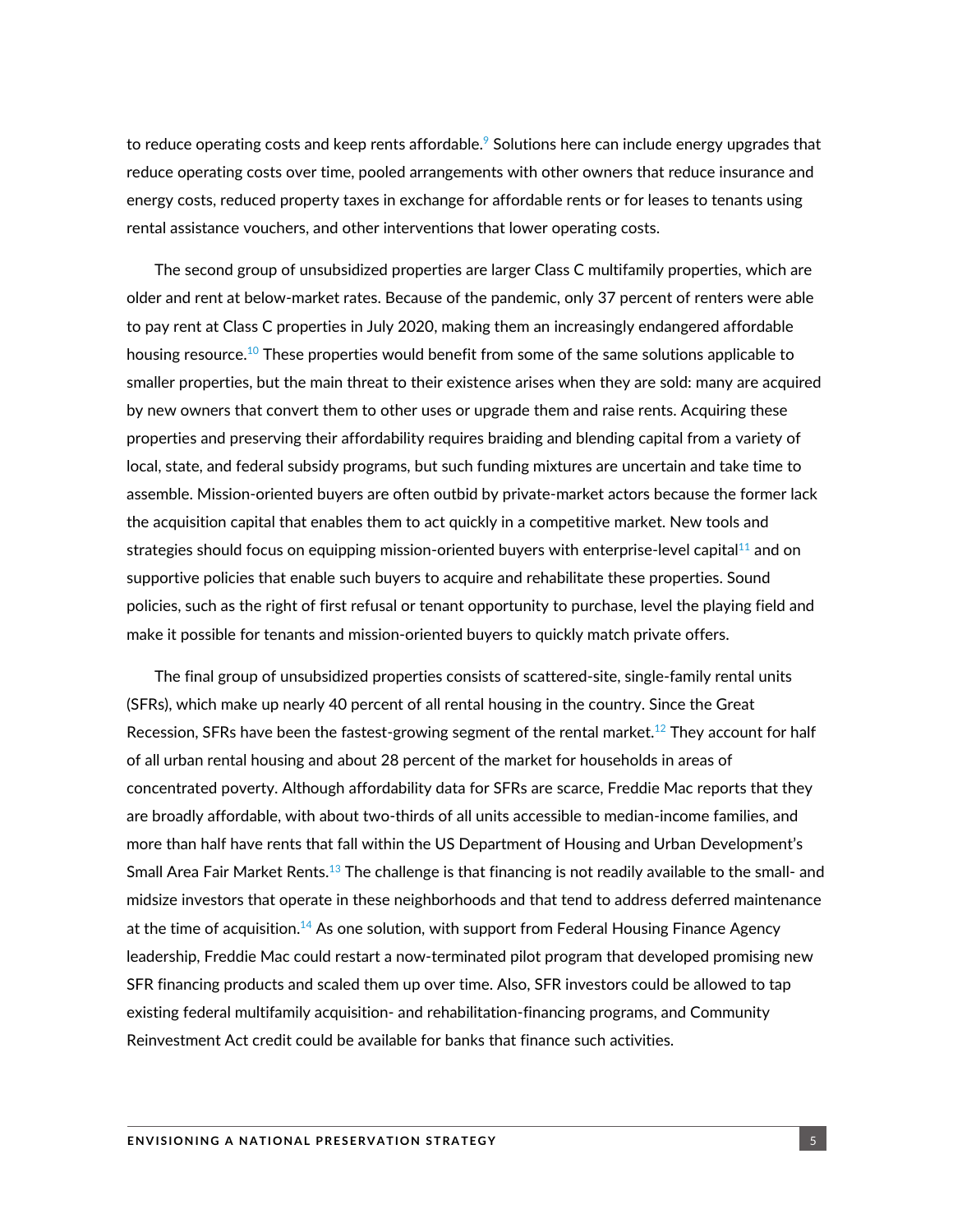to reduce operating costs and keep rents affordable.[9] Solutions here can include energy upgrades that reduce operating costs over time, pooled arrangements with other owners that reduce insurance and energy costs, reduced property taxes in exchange for affordable rents or for leases to tenants using rental assistance vouchers, and other interventions that lower operating costs.

The second group of unsubsidized properties are larger Class C multifamily properties, which are older and rent at below-market rates. Because of the pandemic, only 37 percent of renters were able to pay rent at Class C properties in July 2020, making them an increasingly endangered affordable housing resource.[10] These properties would benefit from some of the same solutions applicable to smaller properties, but the main threat to their existence arises when they are sold: many are acquired by new owners that convert them to other uses or upgrade them and raise rents. Acquiring these properties and preserving their affordability requires braiding and blending capital from a variety of local, state, and federal subsidy programs, but such funding mixtures are uncertain and take time to assemble. Mission-oriented buyers are often outbid by private-market actors because the former lack the acquisition capital that enables them to act quickly in a competitive market. New tools and strategies should focus on equipping mission-oriented buyers with enterprise-level capital[11] and on supportive policies that enable such buyers to acquire and rehabilitate these properties. Sound policies, such as the right of first refusal or tenant opportunity to purchase, level the playing field and make it possible for tenants and mission-oriented buyers to quickly match private offers.

The final group of unsubsidized properties consists of scattered-site, single-family rental units (SFRs), which make up nearly 40 percent of all rental housing in the country. Since the Great Recession, SFRs have been the fastest-growing segment of the rental market.[12] They account for half of all urban rental housing and about 28 percent of the market for households in areas of concentrated poverty. Although affordability data for SFRs are scarce, Freddie Mac reports that they are broadly affordable, with about two-thirds of all units accessible to median-income families, and more than half have rents that fall within the US Department of Housing and Urban Development's Small Area Fair Market Rents.[13] The challenge is that financing is not readily available to the small- and midsize investors that operate in these neighborhoods and that tend to address deferred maintenance at the time of acquisition.[14] As one solution, with support from Federal Housing Finance Agency leadership, Freddie Mac could restart a now-terminated pilot program that developed promising new SFR financing products and scaled them up over time. Also, SFR investors could be allowed to tap existing federal multifamily acquisition- and rehabilitation-financing programs, and Community Reinvestment Act credit could be available for banks that finance such activities.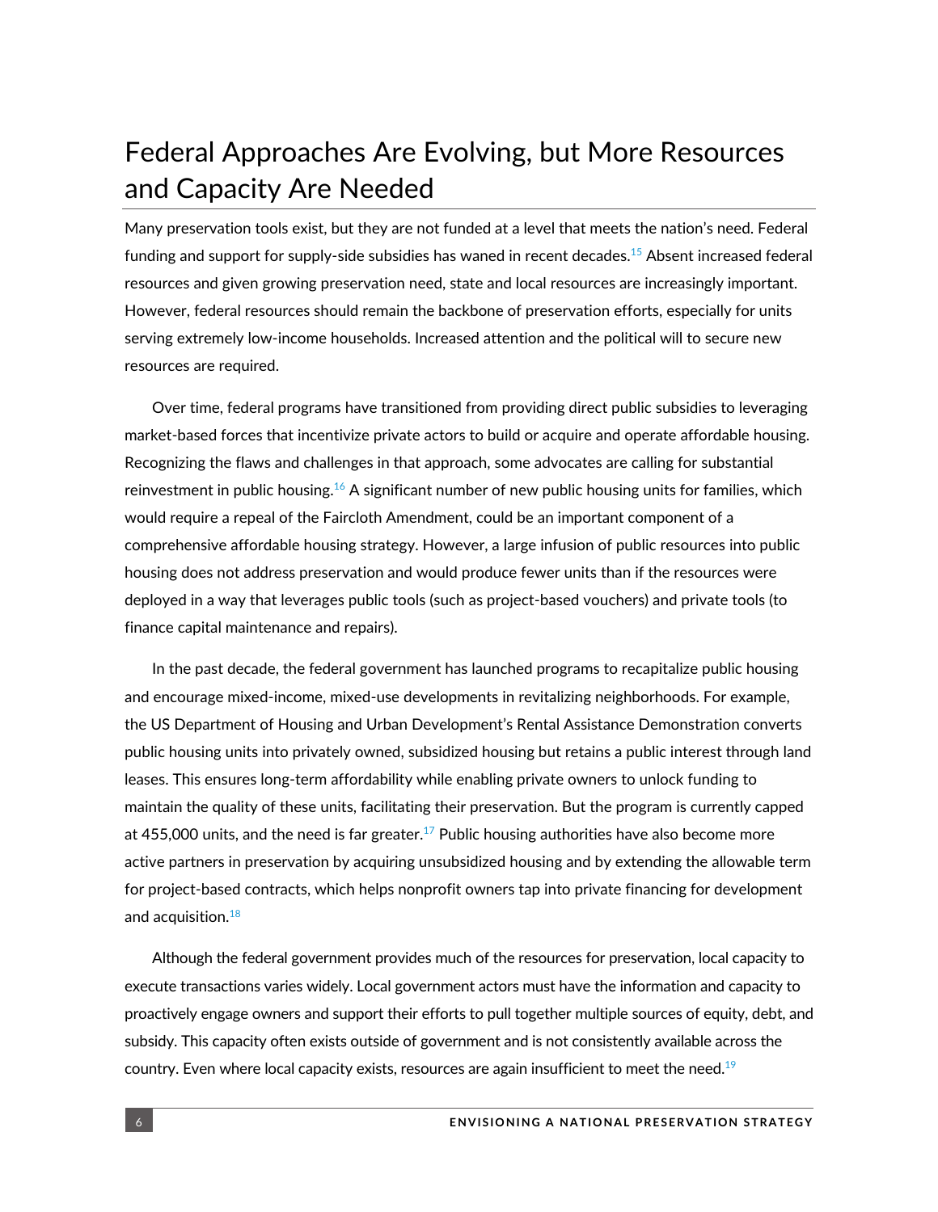# Federal Approaches Are Evolving, but More Resources and Capacity Are Needed

Many preservation tools exist, but they are not funded at a level that meets the nation's need. Federal funding and support for supply-side subsidies has waned in recent decades.[15] Absent increased federal resources and given growing preservation need, state and local resources are increasingly important. However, federal resources should remain the backbone of preservation efforts, especially for units serving extremely low-income households. Increased attention and the political will to secure new resources are required.

Over time, federal programs have transitioned from providing direct public subsidies to leveraging market-based forces that incentivize private actors to build or acquire and operate affordable housing. Recognizing the flaws and challenges in that approach, some advocates are calling for substantial reinvestment in public housing.[16] A significant number of new public housing units for families, which would require a repeal of the Faircloth Amendment, could be an important component of a comprehensive affordable housing strategy. However, a large infusion of public resources into public housing does not address preservation and would produce fewer units than if the resources were deployed in a way that leverages public tools (such as project-based vouchers) and private tools (to finance capital maintenance and repairs).

In the past decade, the federal government has launched programs to recapitalize public housing and encourage mixed-income, mixed-use developments in revitalizing neighborhoods. For example, the US Department of Housing and Urban Development's Rental Assistance Demonstration converts public housing units into privately owned, subsidized housing but retains a public interest through land leases. This ensures long-term affordability while enabling private owners to unlock funding to maintain the quality of these units, facilitating their preservation. But the program is currently capped at 455,000 units, and the need is far greater.[17] Public housing authorities have also become more active partners in preservation by acquiring unsubsidized housing and by extending the allowable term for project-based contracts, which helps nonprofit owners tap into private financing for development and acquisition.[18]

Although the federal government provides much of the resources for preservation, local capacity to execute transactions varies widely. Local government actors must have the information and capacity to proactively engage owners and support their efforts to pull together multiple sources of equity, debt, and subsidy. This capacity often exists outside of government and is not consistently available across the country. Even where local capacity exists, resources are again insufficient to meet the need.[19]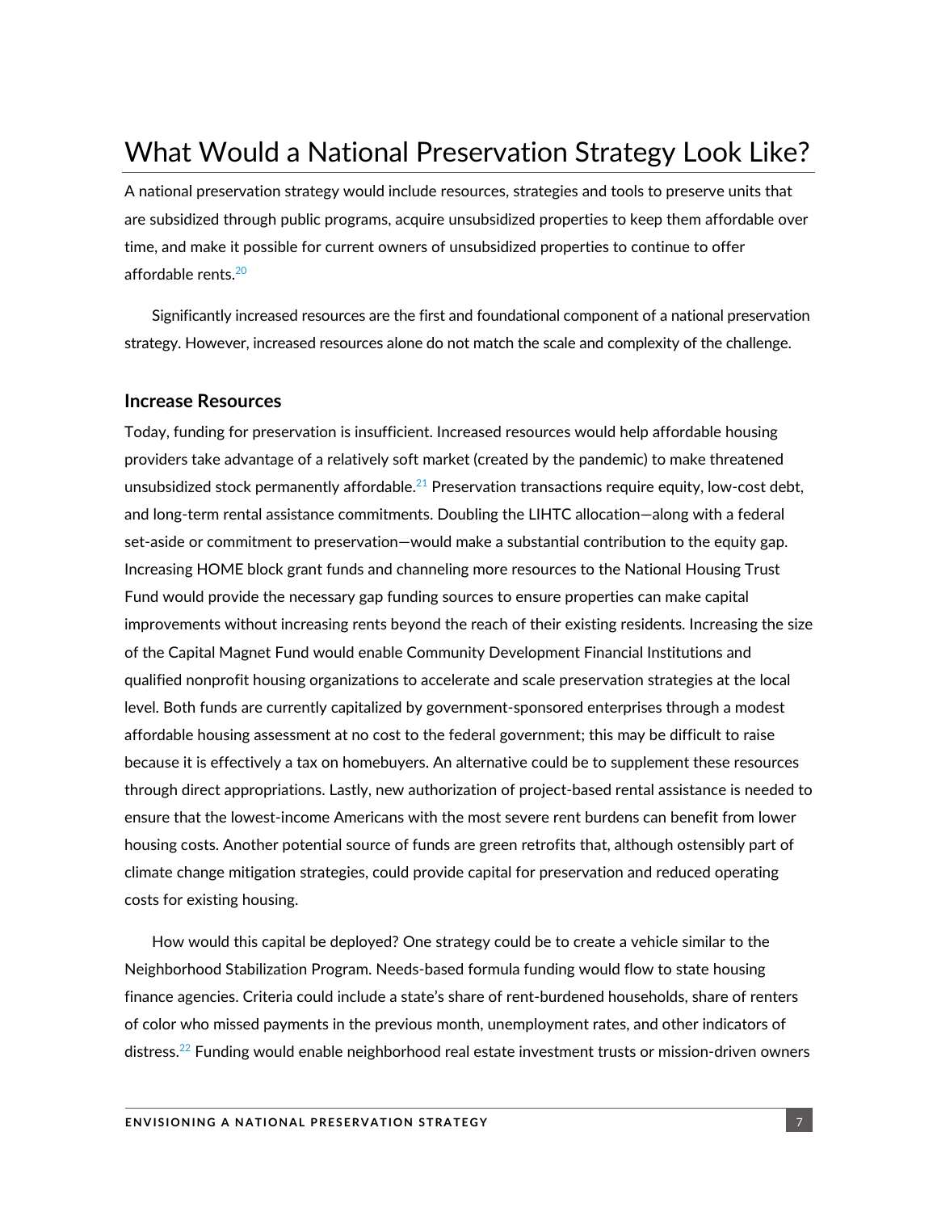# What Would a National Preservation Strategy Look Like?

A national preservation strategy would include resources, strategies and tools to preserve units that are subsidized through public programs, acquire unsubsidized properties to keep them affordable over time, and make it possible for current owners of unsubsidized properties to continue to offer affordable rents.[20]

Significantly increased resources are the first and foundational component of a national preservation strategy. However, increased resources alone do not match the scale and complexity of the challenge.

## Increase Resources

Today, funding for preservation is insufficient. Increased resources would help affordable housing providers take advantage of a relatively soft market (created by the pandemic) to make threatened unsubsidized stock permanently affordable.[21] Preservation transactions require equity, low-cost debt, and long-term rental assistance commitments. Doubling the LIHTC allocation—along with a federal set-aside or commitment to preservation—would make a substantial contribution to the equity gap. Increasing HOME block grant funds and channeling more resources to the National Housing Trust Fund would provide the necessary gap funding sources to ensure properties can make capital improvements without increasing rents beyond the reach of their existing residents. Increasing the size of the Capital Magnet Fund would enable Community Development Financial Institutions and qualified nonprofit housing organizations to accelerate and scale preservation strategies at the local level. Both funds are currently capitalized by government-sponsored enterprises through a modest affordable housing assessment at no cost to the federal government; this may be difficult to raise because it is effectively a tax on homebuyers. An alternative could be to supplement these resources through direct appropriations. Lastly, new authorization of project-based rental assistance is needed to ensure that the lowest-income Americans with the most severe rent burdens can benefit from lower housing costs. Another potential source of funds are green retrofits that, although ostensibly part of climate change mitigation strategies, could provide capital for preservation and reduced operating costs for existing housing.

How would this capital be deployed? One strategy could be to create a vehicle similar to the Neighborhood Stabilization Program. Needs-based formula funding would flow to state housing finance agencies. Criteria could include a state's share of rent-burdened households, share of renters of color who missed payments in the previous month, unemployment rates, and other indicators of distress.[22] Funding would enable neighborhood real estate investment trusts or mission-driven owners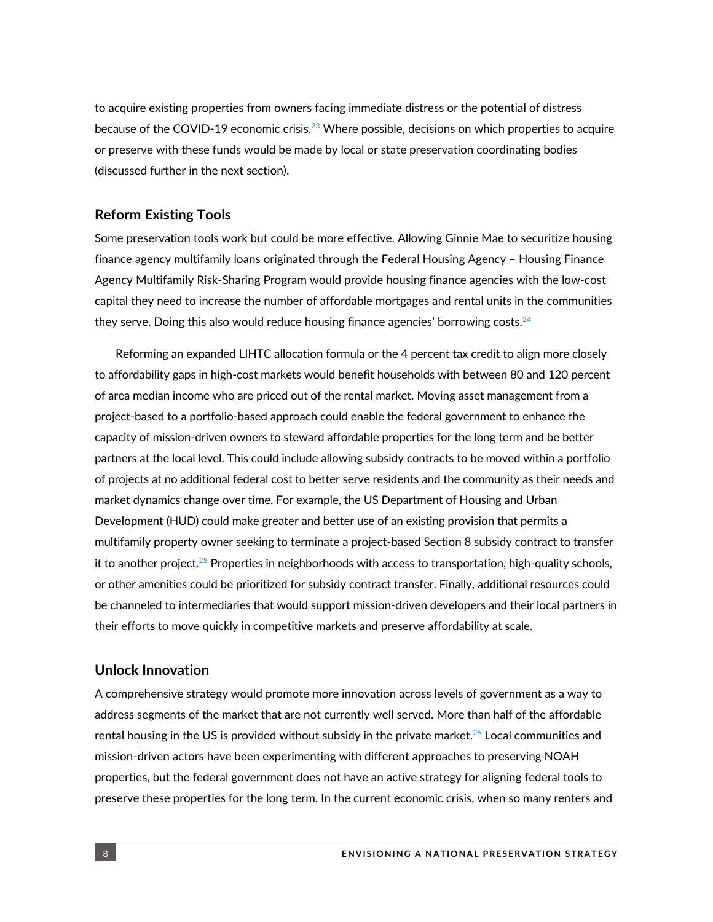to acquire existing properties from owners facing immediate distress or the potential of distress because of the COVID-19 economic crisis.[23] Where possible, decisions on which properties to acquire or preserve with these funds would be made by local or state preservation coordinating bodies (discussed further in the next section).

### Reform Existing Tools

Some preservation tools work but could be more effective. Allowing Ginnie Mae to securitize housing finance agency multifamily loans originated through the Federal Housing Agency – Housing Finance Agency Multifamily Risk-Sharing Program would provide housing finance agencies with the low-cost capital they need to increase the number of affordable mortgages and rental units in the communities they serve. Doing this also would reduce housing finance agencies' borrowing costs.[24]

Reforming an expanded LIHTC allocation formula or the 4 percent tax credit to align more closely to affordability gaps in high-cost markets would benefit households with between 80 and 120 percent of area median income who are priced out of the rental market. Moving asset management from a project-based to a portfolio-based approach could enable the federal government to enhance the capacity of mission-driven owners to steward affordable properties for the long term and be better partners at the local level. This could include allowing subsidy contracts to be moved within a portfolio of projects at no additional federal cost to better serve residents and the community as their needs and market dynamics change over time. For example, the US Department of Housing and Urban Development (HUD) could make greater and better use of an existing provision that permits a multifamily property owner seeking to terminate a project-based Section 8 subsidy contract to transfer it to another project.[25] Properties in neighborhoods with access to transportation, high-quality schools, or other amenities could be prioritized for subsidy contract transfer. Finally, additional resources could be channeled to intermediaries that would support mission-driven developers and their local partners in their efforts to move quickly in competitive markets and preserve affordability at scale.

### Unlock Innovation

A comprehensive strategy would promote more innovation across levels of government as a way to address segments of the market that are not currently well served. More than half of the affordable rental housing in the US is provided without subsidy in the private market.[26] Local communities and mission-driven actors have been experimenting with different approaches to preserving NOAH properties, but the federal government does not have an active strategy for aligning federal tools to preserve these properties for the long term. In the current economic crisis, when so many renters and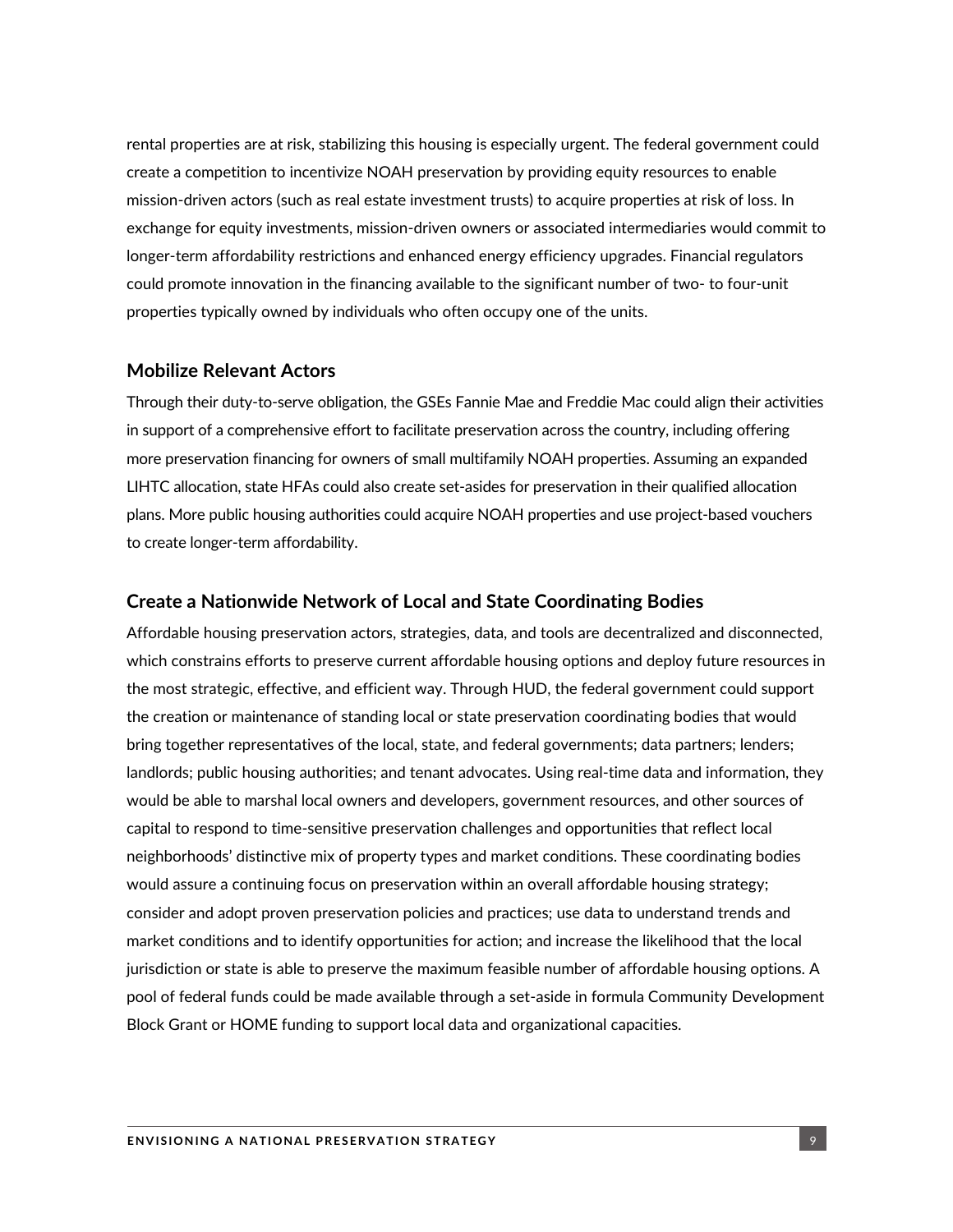rental properties are at risk, stabilizing this housing is especially urgent. The federal government could create a competition to incentivize NOAH preservation by providing equity resources to enable mission-driven actors (such as real estate investment trusts) to acquire properties at risk of loss. In exchange for equity investments, mission-driven owners or associated intermediaries would commit to longer-term affordability restrictions and enhanced energy efficiency upgrades. Financial regulators could promote innovation in the financing available to the significant number of two- to four-unit properties typically owned by individuals who often occupy one of the units.

### Mobilize Relevant Actors

Through their duty-to-serve obligation, the GSEs Fannie Mae and Freddie Mac could align their activities in support of a comprehensive effort to facilitate preservation across the country, including offering more preservation financing for owners of small multifamily NOAH properties. Assuming an expanded LIHTC allocation, state HFAs could also create set-asides for preservation in their qualified allocation plans. More public housing authorities could acquire NOAH properties and use project-based vouchers to create longer-term affordability.

### Create a Nationwide Network of Local and State Coordinating Bodies

Affordable housing preservation actors, strategies, data, and tools are decentralized and disconnected, which constrains efforts to preserve current affordable housing options and deploy future resources in the most strategic, effective, and efficient way. Through HUD, the federal government could support the creation or maintenance of standing local or state preservation coordinating bodies that would bring together representatives of the local, state, and federal governments; data partners; lenders; landlords; public housing authorities; and tenant advocates. Using real-time data and information, they would be able to marshal local owners and developers, government resources, and other sources of capital to respond to time-sensitive preservation challenges and opportunities that reflect local neighborhoods' distinctive mix of property types and market conditions. These coordinating bodies would assure a continuing focus on preservation within an overall affordable housing strategy; consider and adopt proven preservation policies and practices; use data to understand trends and market conditions and to identify opportunities for action; and increase the likelihood that the local jurisdiction or state is able to preserve the maximum feasible number of affordable housing options. A pool of federal funds could be made available through a set-aside in formula Community Development Block Grant or HOME funding to support local data and organizational capacities.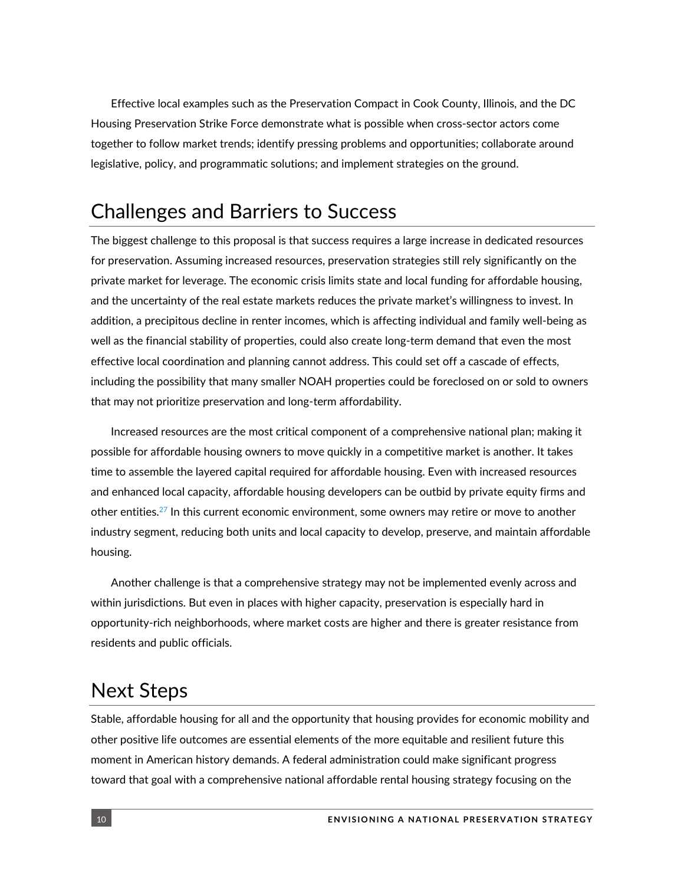Effective local examples such as the Preservation Compact in Cook County, Illinois, and the DC Housing Preservation Strike Force demonstrate what is possible when cross-sector actors come together to follow market trends; identify pressing problems and opportunities; collaborate around legislative, policy, and programmatic solutions; and implement strategies on the ground.

## Challenges and Barriers to Success

The biggest challenge to this proposal is that success requires a large increase in dedicated resources for preservation. Assuming increased resources, preservation strategies still rely significantly on the private market for leverage. The economic crisis limits state and local funding for affordable housing, and the uncertainty of the real estate markets reduces the private market's willingness to invest. In addition, a precipitous decline in renter incomes, which is affecting individual and family well-being as well as the financial stability of properties, could also create long-term demand that even the most effective local coordination and planning cannot address. This could set off a cascade of effects, including the possibility that many smaller NOAH properties could be foreclosed on or sold to owners that may not prioritize preservation and long-term affordability.

Increased resources are the most critical component of a comprehensive national plan; making it possible for affordable housing owners to move quickly in a competitive market is another. It takes time to assemble the layered capital required for affordable housing. Even with increased resources and enhanced local capacity, affordable housing developers can be outbid by private equity firms and other entities.[27] In this current economic environment, some owners may retire or move to another industry segment, reducing both units and local capacity to develop, preserve, and maintain affordable housing.

Another challenge is that a comprehensive strategy may not be implemented evenly across and within jurisdictions. But even in places with higher capacity, preservation is especially hard in opportunity-rich neighborhoods, where market costs are higher and there is greater resistance from residents and public officials.

## Next Steps

Stable, affordable housing for all and the opportunity that housing provides for economic mobility and other positive life outcomes are essential elements of the more equitable and resilient future this moment in American history demands. A federal administration could make significant progress toward that goal with a comprehensive national affordable rental housing strategy focusing on the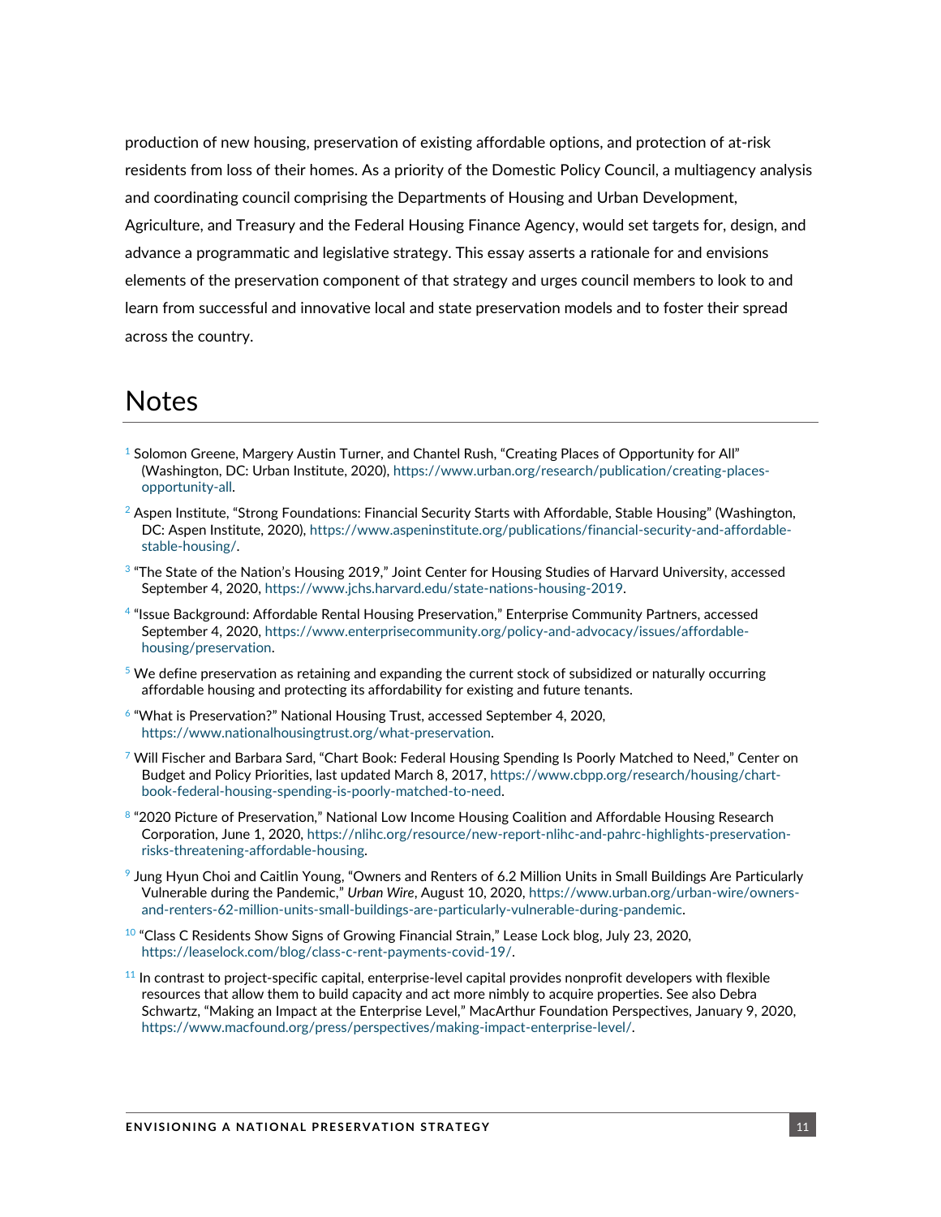production of new housing, preservation of existing affordable options, and protection of at-risk residents from loss of their homes. As a priority of the Domestic Policy Council, a multiagency analysis and coordinating council comprising the Departments of Housing and Urban Development, Agriculture, and Treasury and the Federal Housing Finance Agency, would set targets for, design, and advance a programmatic and legislative strategy. This essay asserts a rationale for and envisions elements of the preservation component of that strategy and urges council members to look to and learn from successful and innovative local and state preservation models and to foster their spread across the country.

# Notes

[1] Solomon Greene, Margery Austin Turner, and Chantel Rush, "Creating Places of Opportunity for All" (Washington, DC: Urban Institute, 2020), https://www.urban.org/research/publication/creating-places-opportunity-all.

[2] Aspen Institute, "Strong Foundations: Financial Security Starts with Affordable, Stable Housing" (Washington, DC: Aspen Institute, 2020), https://www.aspeninstitute.org/publications/financial-security-and-affordable-stable-housing/.

[3] "The State of the Nation's Housing 2019," Joint Center for Housing Studies of Harvard University, accessed September 4, 2020, https://www.jchs.harvard.edu/state-nations-housing-2019.

[4] "Issue Background: Affordable Rental Housing Preservation," Enterprise Community Partners, accessed September 4, 2020, https://www.enterprisecommunity.org/policy-and-advocacy/issues/affordable-housing/preservation.

[5] We define preservation as retaining and expanding the current stock of subsidized or naturally occurring affordable housing and protecting its affordability for existing and future tenants.

[6] "What is Preservation?" National Housing Trust, accessed September 4, 2020, https://www.nationalhousingtrust.org/what-preservation.

[7] Will Fischer and Barbara Sard, "Chart Book: Federal Housing Spending Is Poorly Matched to Need," Center on Budget and Policy Priorities, last updated March 8, 2017, https://www.cbpp.org/research/housing/chart-book-federal-housing-spending-is-poorly-matched-to-need.

[8] "2020 Picture of Preservation," National Low Income Housing Coalition and Affordable Housing Research Corporation, June 1, 2020, https://nlihc.org/resource/new-report-nlihc-and-pahrc-highlights-preservation-risks-threatening-affordable-housing.

[9] Jung Hyun Choi and Caitlin Young, "Owners and Renters of 6.2 Million Units in Small Buildings Are Particularly Vulnerable during the Pandemic," *Urban Wire*, August 10, 2020, https://www.urban.org/urban-wire/owners-and-renters-62-million-units-small-buildings-are-particularly-vulnerable-during-pandemic.

[10] "Class C Residents Show Signs of Growing Financial Strain," Lease Lock blog, July 23, 2020, https://leaselock.com/blog/class-c-rent-payments-covid-19/.

[11] In contrast to project-specific capital, enterprise-level capital provides nonprofit developers with flexible resources that allow them to build capacity and act more nimbly to acquire properties. See also Debra Schwartz, "Making an Impact at the Enterprise Level," MacArthur Foundation Perspectives, January 9, 2020, https://www.macfound.org/press/perspectives/making-impact-enterprise-level/.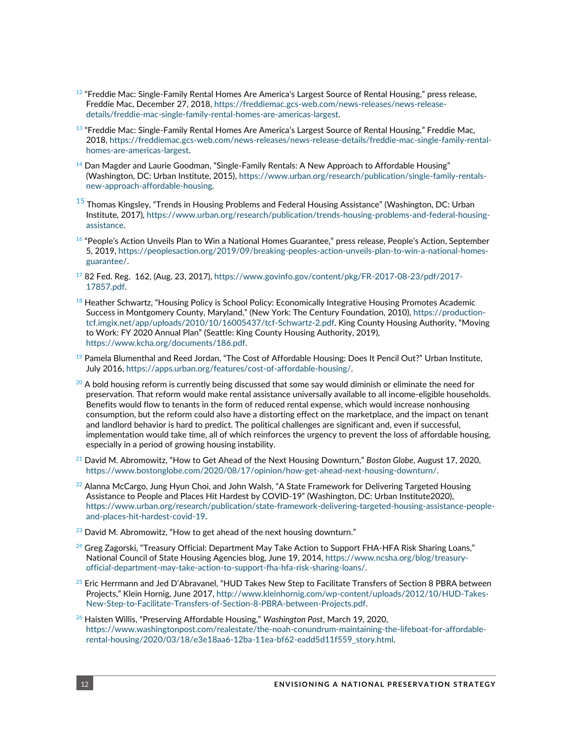[12] "Freddie Mac: Single-Family Rental Homes Are America's Largest Source of Rental Housing," press release, Freddie Mac, December 27, 2018, https://freddiemac.gcs-web.com/news-releases/news-release-details/freddie-mac-single-family-rental-homes-are-americas-largest.

[13] "Freddie Mac: Single-Family Rental Homes Are America's Largest Source of Rental Housing," Freddie Mac, 2018, https://freddiemac.gcs-web.com/news-releases/news-release-details/freddie-mac-single-family-rental-homes-are-americas-largest.

[14] Dan Magder and Laurie Goodman, "Single-Family Rentals: A New Approach to Affordable Housing" (Washington, DC: Urban Institute, 2015), https://www.urban.org/research/publication/single-family-rentals-new-approach-affordable-housing.

[15] Thomas Kingsley, "Trends in Housing Problems and Federal Housing Assistance" (Washington, DC: Urban Institute, 2017), https://www.urban.org/research/publication/trends-housing-problems-and-federal-housing-assistance.

[16] "People's Action Unveils Plan to Win a National Homes Guarantee," press release, People's Action, September 5, 2019, https://peoplesaction.org/2019/09/breaking-peoples-action-unveils-plan-to-win-a-national-homes-guarantee/.

[17] 82 Fed. Reg. 162, (Aug. 23, 2017), https://www.govinfo.gov/content/pkg/FR-2017-08-23/pdf/2017-17857.pdf.

[18] Heather Schwartz, "Housing Policy is School Policy: Economically Integrative Housing Promotes Academic Success in Montgomery County, Maryland," (New York: The Century Foundation, 2010), https://production-tcf.imgix.net/app/uploads/2010/10/16005437/tcf-Schwartz-2.pdf. King County Housing Authority, "Moving to Work: FY 2020 Annual Plan" (Seattle: King County Housing Authority, 2019), https://www.kcha.org/documents/186.pdf.

[19] Pamela Blumenthal and Reed Jordan, "The Cost of Affordable Housing: Does It Pencil Out?" Urban Institute, July 2016, https://apps.urban.org/features/cost-of-affordable-housing/.

[20] A bold housing reform is currently being discussed that some say would diminish or eliminate the need for preservation. That reform would make rental assistance universally available to all income-eligible households. Benefits would flow to tenants in the form of reduced rental expense, which would increase nonhousing consumption, but the reform could also have a distorting effect on the marketplace, and the impact on tenant and landlord behavior is hard to predict. The political challenges are significant and, even if successful, implementation would take time, all of which reinforces the urgency to prevent the loss of affordable housing, especially in a period of growing housing instability.

[21] David M. Abromowitz, "How to Get Ahead of the Next Housing Downturn," *Boston Globe*, August 17, 2020, https://www.bostonglobe.com/2020/08/17/opinion/how-get-ahead-next-housing-downturn/.

[22] Alanna McCargo, Jung Hyun Choi, and John Walsh, "A State Framework for Delivering Targeted Housing Assistance to People and Places Hit Hardest by COVID-19" (Washington, DC: Urban Institute2020), https://www.urban.org/research/publication/state-framework-delivering-targeted-housing-assistance-people-and-places-hit-hardest-covid-19.

[23] David M. Abromowitz, "How to get ahead of the next housing downturn."

[24] Greg Zagorski, "Treasury Official: Department May Take Action to Support FHA-HFA Risk Sharing Loans," National Council of State Housing Agencies blog, June 19, 2014, https://www.ncsha.org/blog/treasury-official-department-may-take-action-to-support-fha-hfa-risk-sharing-loans/.

[25] Eric Herrmann and Jed D'Abravanel, "HUD Takes New Step to Facilitate Transfers of Section 8 PBRA between Projects," Klein Hornig, June 2017, http://www.kleinhornig.com/wp-content/uploads/2012/10/HUD-Takes-New-Step-to-Facilitate-Transfers-of-Section-8-PBRA-between-Projects.pdf.

[26] Haisten Willis, "Preserving Affordable Housing," *Washington Post*, March 19, 2020, https://www.washingtonpost.com/realestate/the-noah-conundrum-maintaining-the-lifeboat-for-affordable-rental-housing/2020/03/18/e3e18aa6-12ba-11ea-bf62-eadd5d11f559_story.html.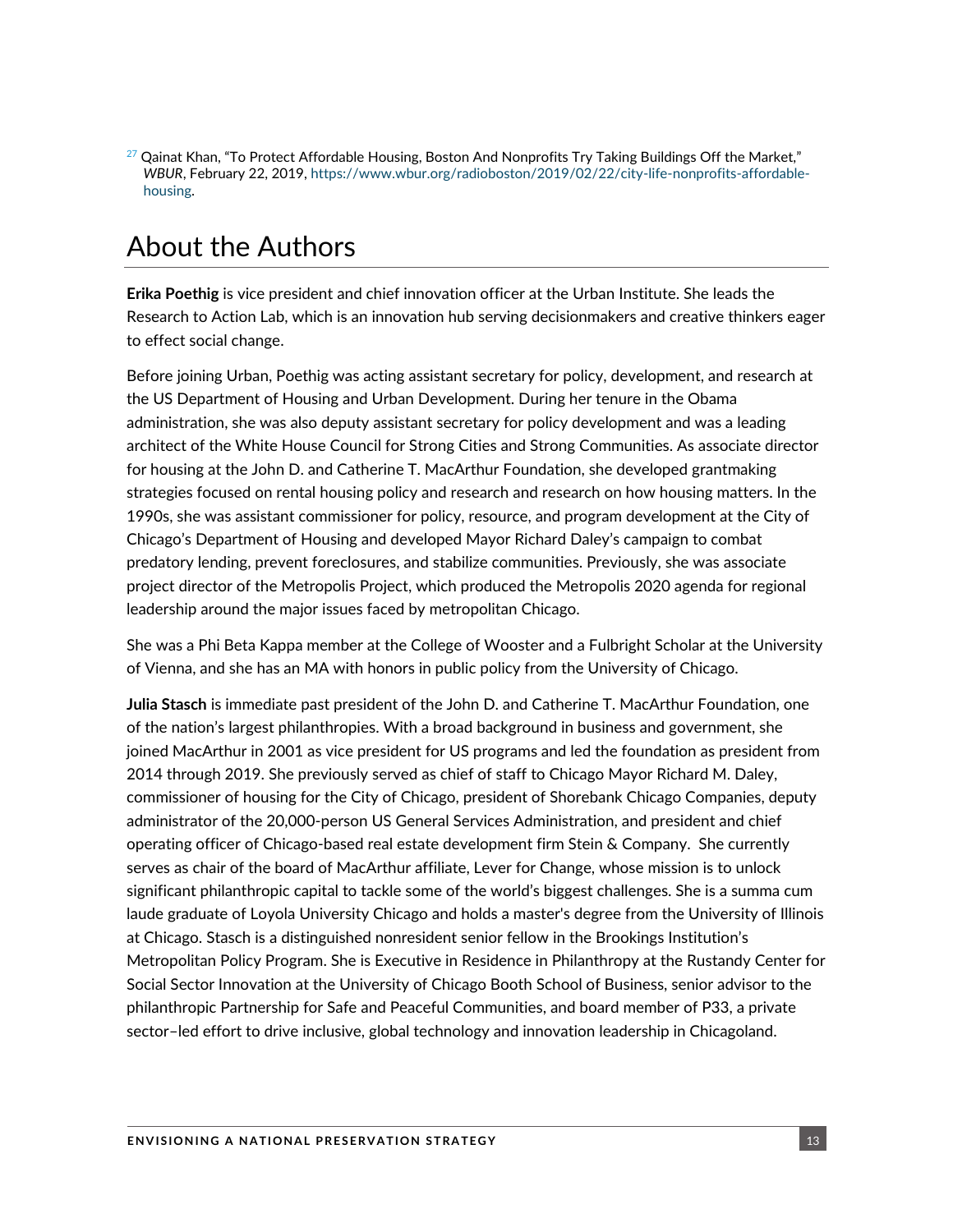[27] Qainat Khan, "To Protect Affordable Housing, Boston And Nonprofits Try Taking Buildings Off the Market," *WBUR*, February 22, 2019, https://www.wbur.org/radioboston/2019/02/22/city-life-nonprofits-affordable-housing.

# About the Authors

**Erika Poethig** is vice president and chief innovation officer at the Urban Institute. She leads the Research to Action Lab, which is an innovation hub serving decisionmakers and creative thinkers eager to effect social change.

Before joining Urban, Poethig was acting assistant secretary for policy, development, and research at the US Department of Housing and Urban Development. During her tenure in the Obama administration, she was also deputy assistant secretary for policy development and was a leading architect of the White House Council for Strong Cities and Strong Communities. As associate director for housing at the John D. and Catherine T. MacArthur Foundation, she developed grantmaking strategies focused on rental housing policy and research and research on how housing matters. In the 1990s, she was assistant commissioner for policy, resource, and program development at the City of Chicago's Department of Housing and developed Mayor Richard Daley's campaign to combat predatory lending, prevent foreclosures, and stabilize communities. Previously, she was associate project director of the Metropolis Project, which produced the Metropolis 2020 agenda for regional leadership around the major issues faced by metropolitan Chicago.

She was a Phi Beta Kappa member at the College of Wooster and a Fulbright Scholar at the University of Vienna, and she has an MA with honors in public policy from the University of Chicago.

**Julia Stasch** is immediate past president of the John D. and Catherine T. MacArthur Foundation, one of the nation's largest philanthropies. With a broad background in business and government, she joined MacArthur in 2001 as vice president for US programs and led the foundation as president from 2014 through 2019. She previously served as chief of staff to Chicago Mayor Richard M. Daley, commissioner of housing for the City of Chicago, president of Shorebank Chicago Companies, deputy administrator of the 20,000-person US General Services Administration, and president and chief operating officer of Chicago-based real estate development firm Stein & Company. She currently serves as chair of the board of MacArthur affiliate, Lever for Change, whose mission is to unlock significant philanthropic capital to tackle some of the world's biggest challenges. She is a summa cum laude graduate of Loyola University Chicago and holds a master's degree from the University of Illinois at Chicago. Stasch is a distinguished nonresident senior fellow in the Brookings Institution's Metropolitan Policy Program. She is Executive in Residence in Philanthropy at the Rustandy Center for Social Sector Innovation at the University of Chicago Booth School of Business, senior advisor to the philanthropic Partnership for Safe and Peaceful Communities, and board member of P33, a private sector–led effort to drive inclusive, global technology and innovation leadership in Chicagoland.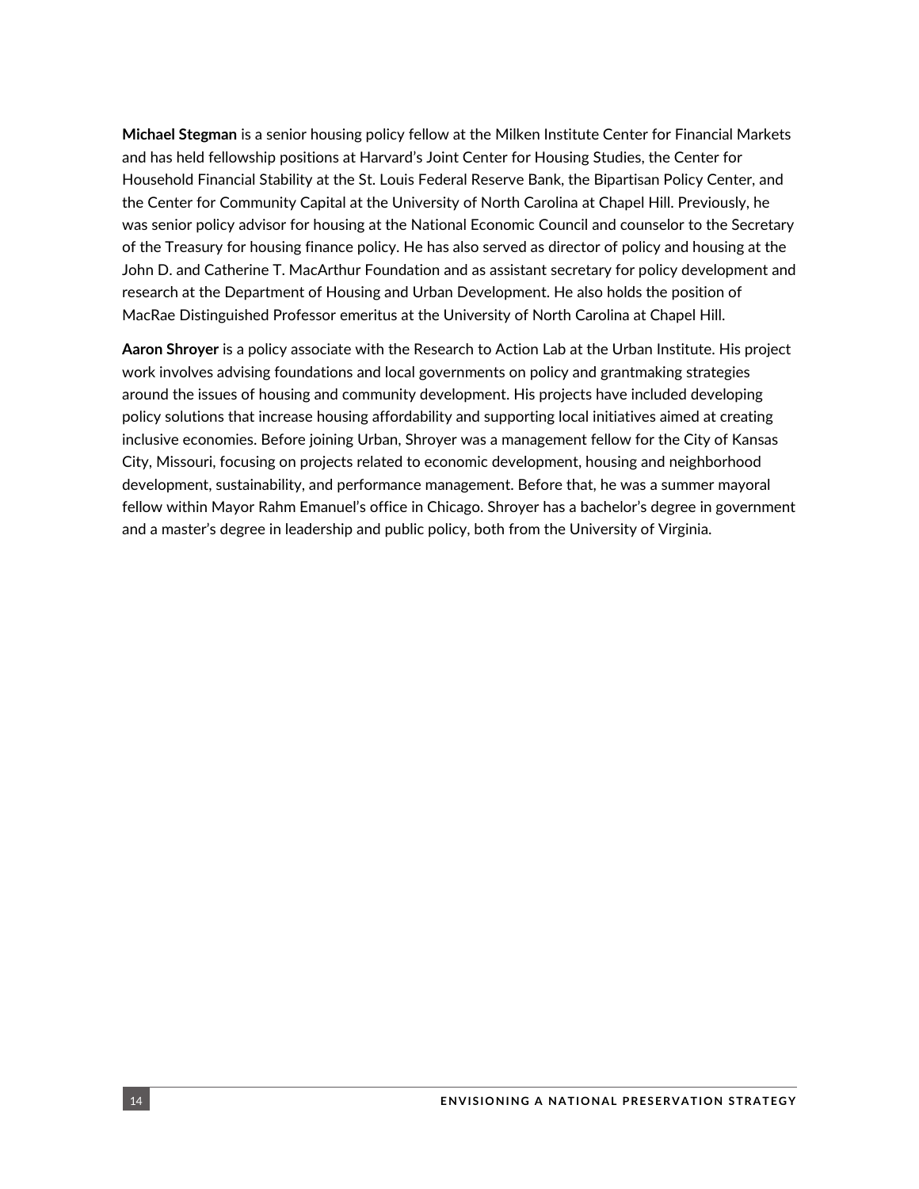**Michael Stegman** is a senior housing policy fellow at the Milken Institute Center for Financial Markets and has held fellowship positions at Harvard's Joint Center for Housing Studies, the Center for Household Financial Stability at the St. Louis Federal Reserve Bank, the Bipartisan Policy Center, and the Center for Community Capital at the University of North Carolina at Chapel Hill. Previously, he was senior policy advisor for housing at the National Economic Council and counselor to the Secretary of the Treasury for housing finance policy. He has also served as director of policy and housing at the John D. and Catherine T. MacArthur Foundation and as assistant secretary for policy development and research at the Department of Housing and Urban Development. He also holds the position of MacRae Distinguished Professor emeritus at the University of North Carolina at Chapel Hill.

**Aaron Shroyer** is a policy associate with the Research to Action Lab at the Urban Institute. His project work involves advising foundations and local governments on policy and grantmaking strategies around the issues of housing and community development. His projects have included developing policy solutions that increase housing affordability and supporting local initiatives aimed at creating inclusive economies. Before joining Urban, Shroyer was a management fellow for the City of Kansas City, Missouri, focusing on projects related to economic development, housing and neighborhood development, sustainability, and performance management. Before that, he was a summer mayoral fellow within Mayor Rahm Emanuel's office in Chicago. Shroyer has a bachelor's degree in government and a master's degree in leadership and public policy, both from the University of Virginia.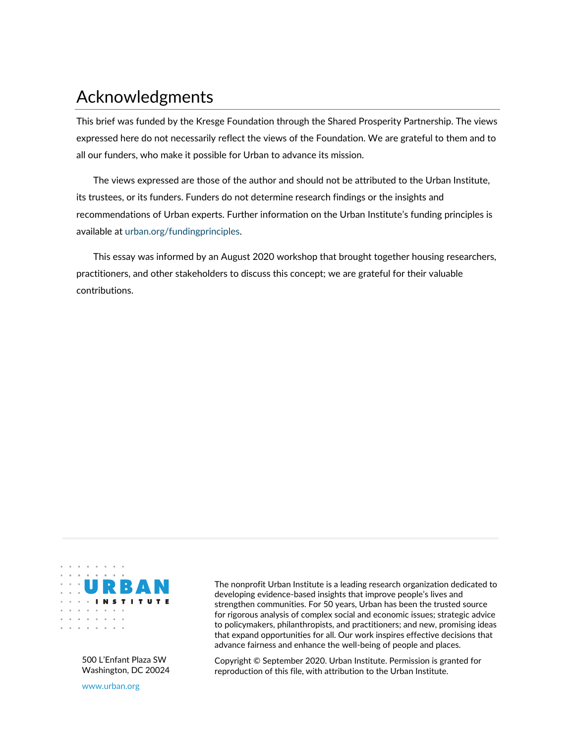## Acknowledgments

This brief was funded by the Kresge Foundation through the Shared Prosperity Partnership. The views expressed here do not necessarily reflect the views of the Foundation. We are grateful to them and to all our funders, who make it possible for Urban to advance its mission.

The views expressed are those of the author and should not be attributed to the Urban Institute, its trustees, or its funders. Funders do not determine research findings or the insights and recommendations of Urban experts. Further information on the Urban Institute's funding principles is available at urban.org/fundingprinciples.

This essay was informed by an August 2020 workshop that brought together housing researchers, practitioners, and other stakeholders to discuss this concept; we are grateful for their valuable contributions.

URBAN INSTITUTE

500 L'Enfant Plaza SW
Washington, DC 20024

www.urban.org

The nonprofit Urban Institute is a leading research organization dedicated to developing evidence-based insights that improve people's lives and strengthen communities. For 50 years, Urban has been the trusted source for rigorous analysis of complex social and economic issues; strategic advice to policymakers, philanthropists, and practitioners; and new, promising ideas that expand opportunities for all. Our work inspires effective decisions that advance fairness and enhance the well-being of people and places.

Copyright © September 2020. Urban Institute. Permission is granted for reproduction of this file, with attribution to the Urban Institute.